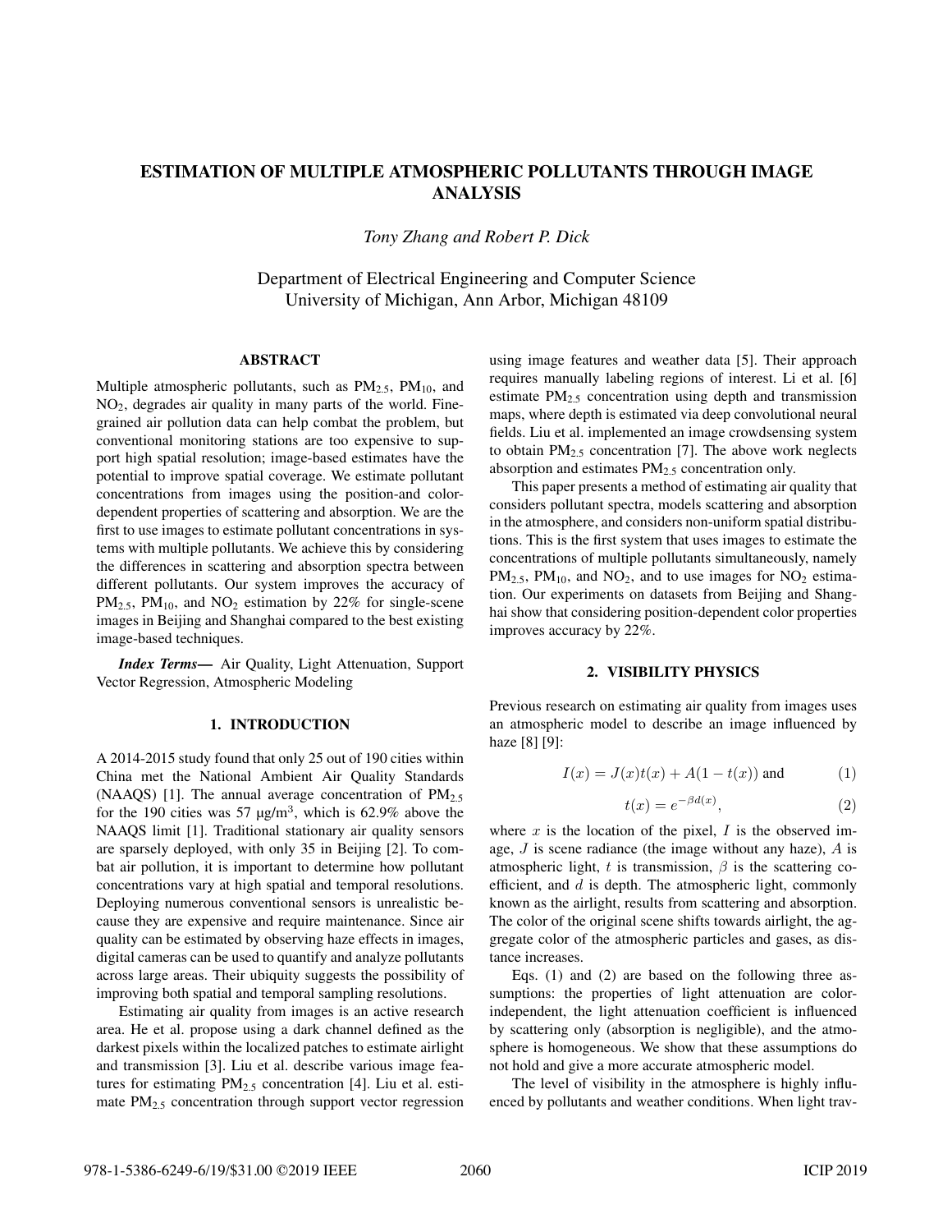# ESTIMATION OF MULTIPLE ATMOSPHERIC POLLUTANTS THROUGH IMAGE ANALYSIS

*Tony Zhang and Robert P. Dick*

Department of Electrical Engineering and Computer Science
University of Michigan, Ann Arbor, Michigan 48109

## ABSTRACT

Multiple atmospheric pollutants, such as $PM_{2.5}$, $PM_{10}$, and $NO_2$, degrades air quality in many parts of the world. Fine-grained air pollution data can help combat the problem, but conventional monitoring stations are too expensive to support high spatial resolution; image-based estimates have the potential to improve spatial coverage. We estimate pollutant concentrations from images using the position-and color-dependent properties of scattering and absorption. We are the first to use images to estimate pollutant concentrations in systems with multiple pollutants. We achieve this by considering the differences in scattering and absorption spectra between different pollutants. Our system improves the accuracy of $PM_{2.5}$, $PM_{10}$, and $NO_2$ estimation by 22% for single-scene images in Beijing and Shanghai compared to the best existing image-based techniques.

***Index Terms*—** Air Quality, Light Attenuation, Support Vector Regression, Atmospheric Modeling

## 1. INTRODUCTION

A 2014-2015 study found that only 25 out of 190 cities within China met the National Ambient Air Quality Standards (NAAQS) [1]. The annual average concentration of $PM_{2.5}$ for the 190 cities was 57 µg/m$^3$, which is 62.9% above the NAAQS limit [1]. Traditional stationary air quality sensors are sparsely deployed, with only 35 in Beijing [2]. To combat air pollution, it is important to determine how pollutant concentrations vary at high spatial and temporal resolutions. Deploying numerous conventional sensors is unrealistic because they are expensive and require maintenance. Since air quality can be estimated by observing haze effects in images, digital cameras can be used to quantify and analyze pollutants across large areas. Their ubiquity suggests the possibility of improving both spatial and temporal sampling resolutions.

Estimating air quality from images is an active research area. He et al. propose using a dark channel defined as the darkest pixels within the localized patches to estimate airlight and transmission [3]. Liu et al. describe various image features for estimating $PM_{2.5}$ concentration [4]. Liu et al. estimate $PM_{2.5}$ concentration through support vector regression using image features and weather data [5]. Their approach requires manually labeling regions of interest. Li et al. [6] estimate $PM_{2.5}$ concentration using depth and transmission maps, where depth is estimated via deep convolutional neural fields. Liu et al. implemented an image crowdsensing system to obtain $PM_{2.5}$ concentration [7]. The above work neglects absorption and estimates $PM_{2.5}$ concentration only.

This paper presents a method of estimating air quality that considers pollutant spectra, models scattering and absorption in the atmosphere, and considers non-uniform spatial distributions. This is the first system that uses images to estimate the concentrations of multiple pollutants simultaneously, namely $PM_{2.5}$, $PM_{10}$, and $NO_2$, and to use images for $NO_2$ estimation. Our experiments on datasets from Beijing and Shanghai show that considering position-dependent color properties improves accuracy by 22%.

## 2. VISIBILITY PHYSICS

Previous research on estimating air quality from images uses an atmospheric model to describe an image influenced by haze [8] [9]:

$$I(x) = J(x)t(x) + A(1 - t(x)) \text{ and} \tag{1}$$

$$t(x) = e^{-\beta d(x)}, \tag{2}$$

where $x$ is the location of the pixel, $I$ is the observed image, $J$ is scene radiance (the image without any haze), $A$ is atmospheric light, $t$ is transmission, $\beta$ is the scattering coefficient, and $d$ is depth. The atmospheric light, commonly known as the airlight, results from scattering and absorption. The color of the original scene shifts towards airlight, the aggregate color of the atmospheric particles and gases, as distance increases.

Eqs. (1) and (2) are based on the following three assumptions: the properties of light attenuation are color-independent, the light attenuation coefficient is influenced by scattering only (absorption is negligible), and the atmosphere is homogeneous. We show that these assumptions do not hold and give a more accurate atmospheric model.

The level of visibility in the atmosphere is highly influenced by pollutants and weather conditions. When light trav-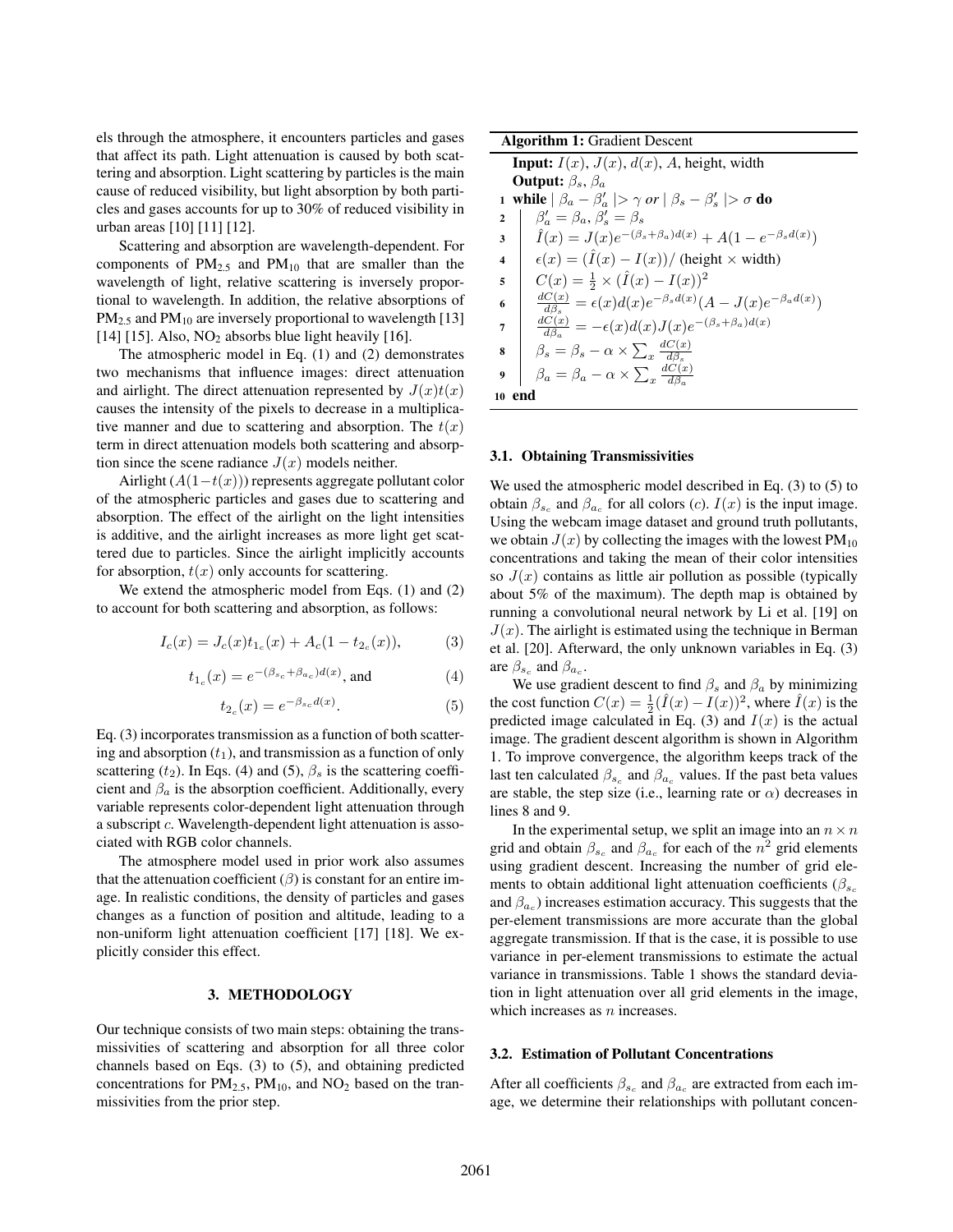els through the atmosphere, it encounters particles and gases that affect its path. Light attenuation is caused by both scattering and absorption. Light scattering by particles is the main cause of reduced visibility, but light absorption by both particles and gases accounts for up to 30% of reduced visibility in urban areas [10] [11] [12].

Scattering and absorption are wavelength-dependent. For components of $PM_{2.5}$ and $PM_{10}$ that are smaller than the wavelength of light, relative scattering is inversely proportional to wavelength. In addition, the relative absorptions of $PM_{2.5}$ and $PM_{10}$ are inversely proportional to wavelength [13] [14] [15]. Also, $NO_2$ absorbs blue light heavily [16].

The atmospheric model in Eq. (1) and (2) demonstrates two mechanisms that influence images: direct attenuation and airlight. The direct attenuation represented by $J(x)t(x)$ causes the intensity of the pixels to decrease in a multiplicative manner and due to scattering and absorption. The $t(x)$ term in direct attenuation models both scattering and absorption since the scene radiance $J(x)$ models neither.

Airlight ($A(1-t(x))$) represents aggregate pollutant color of the atmospheric particles and gases due to scattering and absorption. The effect of the airlight on the light intensities is additive, and the airlight increases as more light get scattered due to particles. Since the airlight implicitly accounts for absorption, $t(x)$ only accounts for scattering.

We extend the atmospheric model from Eqs. (1) and (2) to account for both scattering and absorption, as follows:

$$I_c(x) = J_c(x)t_{1_c}(x) + A_c(1 - t_{2_c}(x)), \quad (3)$$

$$t_{1_c}(x) = e^{-(\beta_{s_c}+\beta_{a_c})d(x)}, \text{ and} \quad (4)$$

$$t_{2_c}(x) = e^{-\beta_{s_c}d(x)}. \quad (5)$$

Eq. (3) incorporates transmission as a function of both scattering and absorption ($t_1$), and transmission as a function of only scattering ($t_2$). In Eqs. (4) and (5), $\beta_s$ is the scattering coefficient and $\beta_a$ is the absorption coefficient. Additionally, every variable represents color-dependent light attenuation through a subscript $c$. Wavelength-dependent light attenuation is associated with RGB color channels.

The atmosphere model used in prior work also assumes that the attenuation coefficient ($\beta$) is constant for an entire image. In realistic conditions, the density of particles and gases changes as a function of position and altitude, leading to a non-uniform light attenuation coefficient [17] [18]. We explicitly consider this effect.

## 3. METHODOLOGY

Our technique consists of two main steps: obtaining the transmissivities of scattering and absorption for all three color channels based on Eqs. (3) to (5), and obtaining predicted concentrations for $PM_{2.5}$, $PM_{10}$, and $NO_2$ based on the transmissivities from the prior step.

**Algorithm 1:** Gradient Descent

**Input:** $I(x)$, $J(x)$, $d(x)$, $A$, height, width
**Output:** $\beta_s$, $\beta_a$

```
1  while | β_a − β'_a | > γ or | β_s − β'_s | > σ do
2      β'_a = β_a, β'_s = β_s
3      Î(x) = J(x)e^{−(β_s+β_a)d(x)} + A(1 − e^{−β_s d(x)})
4      ε(x) = (Î(x) − I(x))/ (height × width)
5      C(x) = 1/2 × (Î(x) − I(x))^2
6      dC(x)/dβ_s = ε(x)d(x)e^{−β_s d(x)}(A − J(x)e^{−β_a d(x)})
7      dC(x)/dβ_a = −ε(x)d(x)J(x)e^{−(β_s+β_a)d(x)}
8      β_s = β_s − α × Σ_x dC(x)/dβ_s
9      β_a = β_a − α × Σ_x dC(x)/dβ_a
10 end
```

### 3.1. Obtaining Transmissivities

We used the atmospheric model described in Eq. (3) to (5) to obtain $\beta_{s_c}$ and $\beta_{a_c}$ for all colors ($c$). $I(x)$ is the input image. Using the webcam image dataset and ground truth pollutants, we obtain $J(x)$ by collecting the images with the lowest $PM_{10}$ concentrations and taking the mean of their color intensities so $J(x)$ contains as little air pollution as possible (typically about 5% of the maximum). The depth map is obtained by running a convolutional neural network by Li et al. [19] on $J(x)$. The airlight is estimated using the technique in Berman et al. [20]. Afterward, the only unknown variables in Eq. (3) are $\beta_{s_c}$ and $\beta_{a_c}$.

We use gradient descent to find $\beta_s$ and $\beta_a$ by minimizing the cost function $C(x) = \frac{1}{2}(\hat{I}(x) - I(x))^2$, where $\hat{I}(x)$ is the predicted image calculated in Eq. (3) and $I(x)$ is the actual image. The gradient descent algorithm is shown in Algorithm 1. To improve convergence, the algorithm keeps track of the last ten calculated $\beta_{s_c}$ and $\beta_{a_c}$ values. If the past beta values are stable, the step size (i.e., learning rate or $\alpha$) decreases in lines 8 and 9.

In the experimental setup, we split an image into an $n \times n$ grid and obtain $\beta_{s_c}$ and $\beta_{a_c}$ for each of the $n^2$ grid elements using gradient descent. Increasing the number of grid elements to obtain additional light attenuation coefficients ($\beta_{s_c}$ and $\beta_{a_c}$) increases estimation accuracy. This suggests that the per-element transmissions are more accurate than the global aggregate transmission. If that is the case, it is possible to use variance in per-element transmissions to estimate the actual variance in transmissions. Table 1 shows the standard deviation in light attenuation over all grid elements in the image, which increases as $n$ increases.

### 3.2. Estimation of Pollutant Concentrations

After all coefficients $\beta_{s_c}$ and $\beta_{a_c}$ are extracted from each image, we determine their relationships with pollutant concen-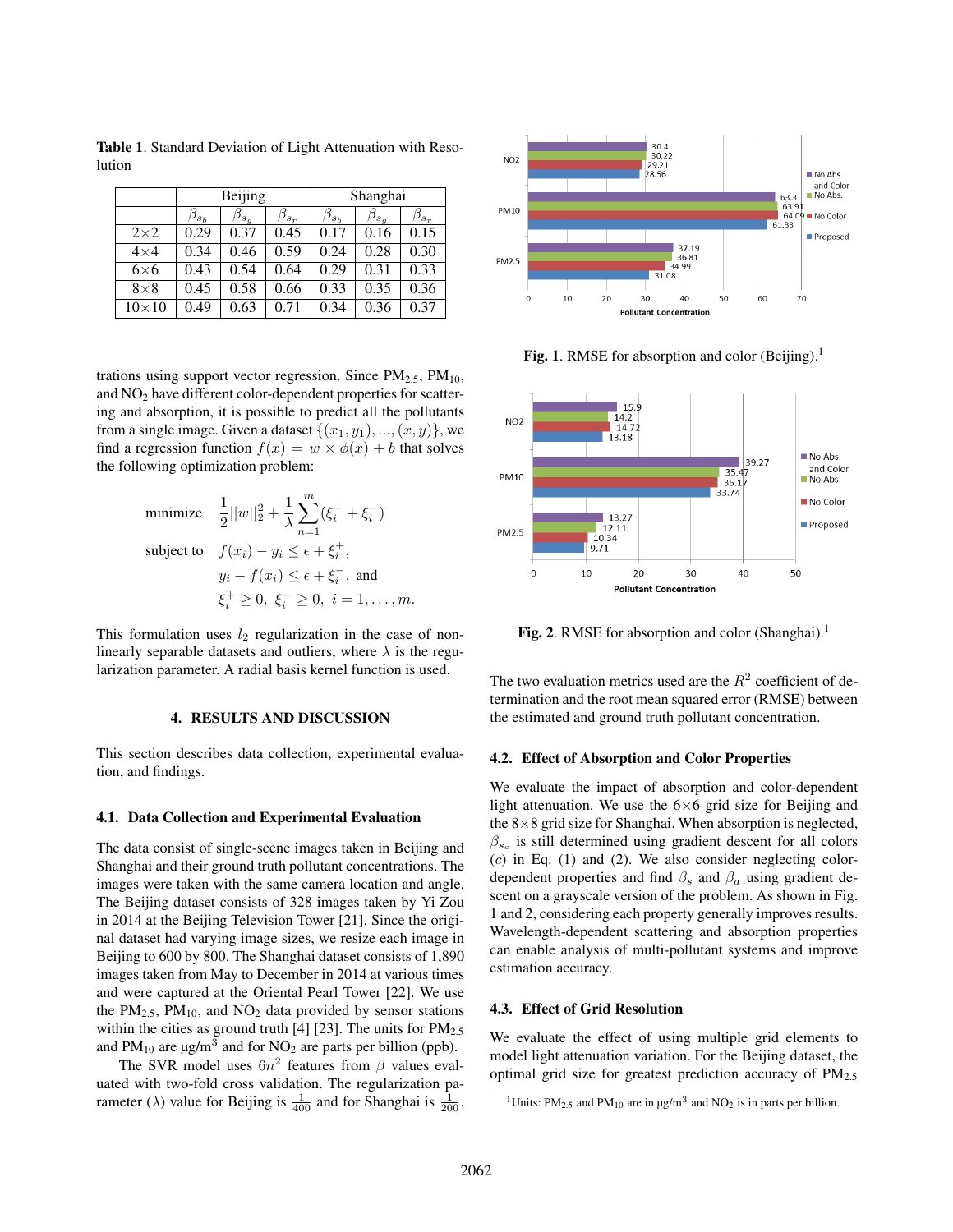**Table 1**. Standard Deviation of Light Attenuation with Resolution

| | Beijing | | | Shanghai | | |
|---|---|---|---|---|---|---|
| | $\beta_{s_b}$ | $\beta_{s_g}$ | $\beta_{s_r}$ | $\beta_{s_b}$ | $\beta_{s_g}$ | $\beta_{s_r}$ |
| 2×2 | 0.29 | 0.37 | 0.45 | 0.17 | 0.16 | 0.15 |
| 4×4 | 0.34 | 0.46 | 0.59 | 0.24 | 0.28 | 0.30 |
| 6×6 | 0.43 | 0.54 | 0.64 | 0.29 | 0.31 | 0.33 |
| 8×8 | 0.45 | 0.58 | 0.66 | 0.33 | 0.35 | 0.36 |
| 10×10 | 0.49 | 0.63 | 0.71 | 0.34 | 0.36 | 0.37 |

trations using support vector regression. Since $PM_{2.5}$, $PM_{10}$, and $NO_2$ have different color-dependent properties for scattering and absorption, it is possible to predict all the pollutants from a single image. Given a dataset $\{(x_1, y_1), ..., (x, y)\}$, we find a regression function $f(x) = w \times \phi(x) + b$ that solves the following optimization problem:

$$
\begin{aligned}
\text{minimize} \quad & \frac{1}{2}||w||_2^2 + \frac{1}{\lambda}\sum_{n=1}^{m}(\xi_i^+ + \xi_i^-) \\
\text{subject to} \quad & f(x_i) - y_i \leq \epsilon + \xi_i^+, \\
& y_i - f(x_i) \leq \epsilon + \xi_i^-, \text{ and} \\
& \xi_i^+ \geq 0, \ \xi_i^- \geq 0, \ i = 1, \ldots, m.
\end{aligned}
$$

This formulation uses $l_2$ regularization in the case of non-linearly separable datasets and outliers, where $\lambda$ is the regularization parameter. A radial basis kernel function is used.

## 4. RESULTS AND DISCUSSION

This section describes data collection, experimental evaluation, and findings.

### 4.1. Data Collection and Experimental Evaluation

The data consist of single-scene images taken in Beijing and Shanghai and their ground truth pollutant concentrations. The images were taken with the same camera location and angle. The Beijing dataset consists of 328 images taken by Yi Zou in 2014 at the Beijing Television Tower [21]. Since the original dataset had varying image sizes, we resize each image in Beijing to 600 by 800. The Shanghai dataset consists of 1,890 images taken from May to December in 2014 at various times and were captured at the Oriental Pearl Tower [22]. We use the $PM_{2.5}$, $PM_{10}$, and $NO_2$ data provided by sensor stations within the cities as ground truth [4] [23]. The units for $PM_{2.5}$ and $PM_{10}$ are μg/m$^3$ and for $NO_2$ are parts per billion (ppb).

The SVR model uses $6n^2$ features from $\beta$ values evaluated with two-fold cross validation. The regularization parameter ($\lambda$) value for Beijing is $\frac{1}{400}$ and for Shanghai is $\frac{1}{200}$.

| | Proposed | No Color | No Abs. | No Abs. and Color |
|---|---|---|---|---|
| NO2 | 28.56 | 29.21 | 30.22 | 30.4 |
| PM10 | 61.33 | 64.09 | 63.91 | 63.3 |
| PM2.5 | 31.08 | 34.99 | 36.81 | 37.19 |

Pollutant Concentration

**Fig. 1**. RMSE for absorption and color (Beijing).[1]

| | Proposed | No Color | No Abs. | No Abs. and Color |
|---|---|---|---|---|
| NO2 | 13.18 | 14.72 | 14.2 | 15.9 |
| PM10 | 33.74 | 35.17 | 35.47 | 39.27 |
| PM2.5 | 9.71 | 10.34 | 12.11 | 13.27 |

Pollutant Concentration

**Fig. 2**. RMSE for absorption and color (Shanghai).[1]

The two evaluation metrics used are the $R^2$ coefficient of determination and the root mean squared error (RMSE) between the estimated and ground truth pollutant concentration.

### 4.2. Effect of Absorption and Color Properties

We evaluate the impact of absorption and color-dependent light attenuation. We use the 6×6 grid size for Beijing and the 8×8 grid size for Shanghai. When absorption is neglected, $\beta_{s_c}$ is still determined using gradient descent for all colors ($c$) in Eq. (1) and (2). We also consider neglecting color-dependent properties and find $\beta_s$ and $\beta_a$ using gradient descent on a grayscale version of the problem. As shown in Fig. 1 and 2, considering each property generally improves results. Wavelength-dependent scattering and absorption properties can enable analysis of multi-pollutant systems and improve estimation accuracy.

### 4.3. Effect of Grid Resolution

We evaluate the effect of using multiple grid elements to model light attenuation variation. For the Beijing dataset, the optimal grid size for greatest prediction accuracy of $PM_{2.5}$

[1] Units: $PM_{2.5}$ and $PM_{10}$ are in μg/m$^3$ and $NO_2$ is in parts per billion.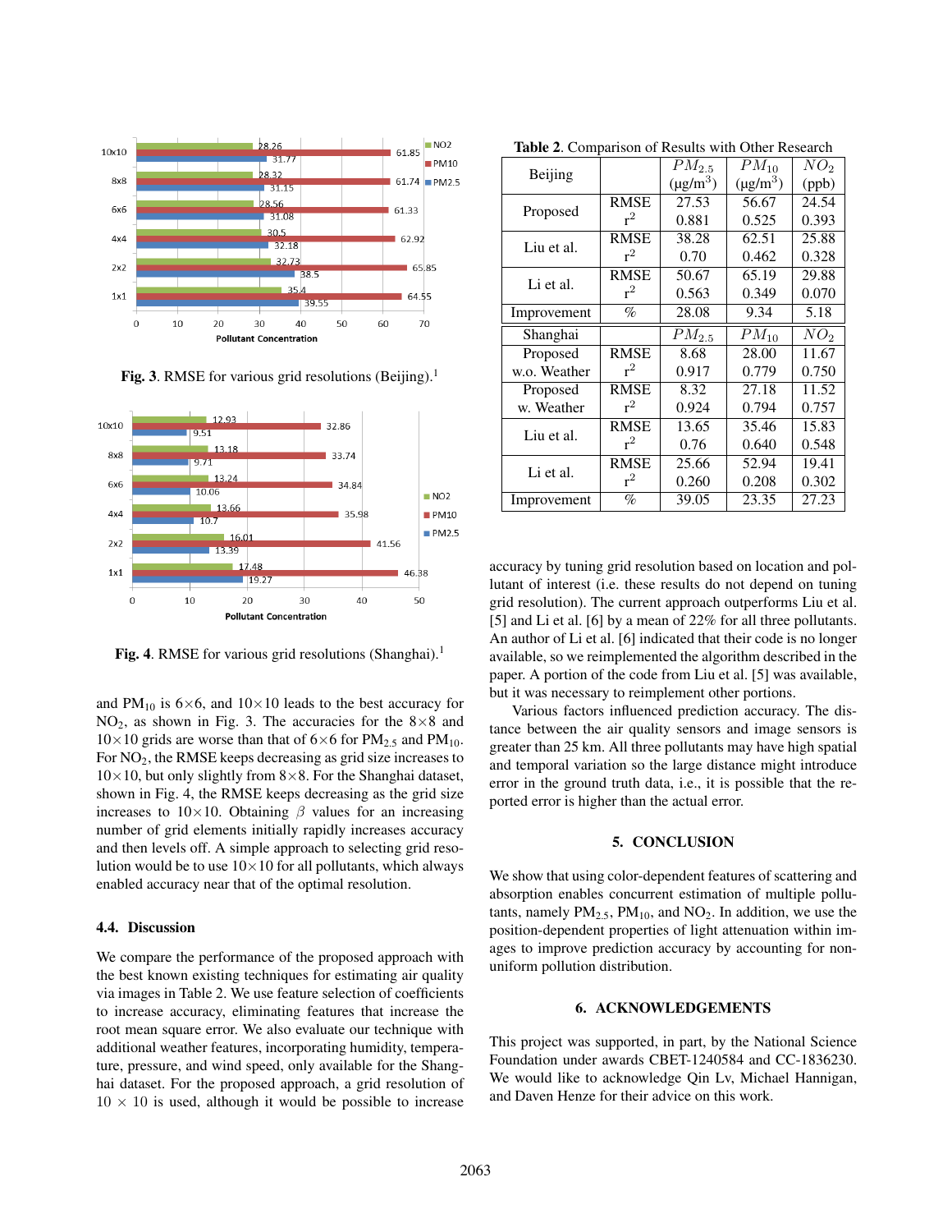Fig. 3. RMSE for various grid resolutions (Beijing).[1]

Fig. 4. RMSE for various grid resolutions (Shanghai).[1]

and $PM_{10}$ is 6×6, and 10×10 leads to the best accuracy for $NO_2$, as shown in Fig. 3. The accuracies for the 8×8 and 10×10 grids are worse than that of 6×6 for $PM_{2.5}$ and $PM_{10}$. For $NO_2$, the RMSE keeps decreasing as grid size increases to 10×10, but only slightly from 8×8. For the Shanghai dataset, shown in Fig. 4, the RMSE keeps decreasing as the grid size increases to 10×10. Obtaining $\beta$ values for an increasing number of grid elements initially rapidly increases accuracy and then levels off. A simple approach to selecting grid resolution would be to use 10×10 for all pollutants, which always enabled accuracy near that of the optimal resolution.

### 4.4. Discussion

We compare the performance of the proposed approach with the best known existing techniques for estimating air quality via images in Table 2. We use feature selection of coefficients to increase accuracy, eliminating features that increase the root mean square error. We also evaluate our technique with additional weather features, incorporating humidity, temperature, pressure, and wind speed, only available for the Shanghai dataset. For the proposed approach, a grid resolution of 10 × 10 is used, although it would be possible to increase

**Table 2.** Comparison of Results with Other Research

| Beijing | | $PM_{2.5}$ (μg/m$^3$) | $PM_{10}$ (μg/m$^3$) | $NO_2$ (ppb) |
|---|---|---|---|---|
| Proposed | RMSE | 27.53 | 56.67 | 24.54 |
| | $r^2$ | 0.881 | 0.525 | 0.393 |
| Liu et al. | RMSE | 38.28 | 62.51 | 25.88 |
| | $r^2$ | 0.70 | 0.462 | 0.328 |
| Li et al. | RMSE | 50.67 | 65.19 | 29.88 |
| | $r^2$ | 0.563 | 0.349 | 0.070 |
| Improvement | % | 28.08 | 9.34 | 5.18 |
| **Shanghai** | | $PM_{2.5}$ | $PM_{10}$ | $NO_2$ |
| Proposed w.o. Weather | RMSE | 8.68 | 28.00 | 11.67 |
| | $r^2$ | 0.917 | 0.779 | 0.750 |
| Proposed w. Weather | RMSE | 8.32 | 27.18 | 11.52 |
| | $r^2$ | 0.924 | 0.794 | 0.757 |
| Liu et al. | RMSE | 13.65 | 35.46 | 15.83 |
| | $r^2$ | 0.76 | 0.640 | 0.548 |
| Li et al. | RMSE | 25.66 | 52.94 | 19.41 |
| | $r^2$ | 0.260 | 0.208 | 0.302 |
| Improvement | % | 39.05 | 23.35 | 27.23 |

accuracy by tuning grid resolution based on location and pollutant of interest (i.e. these results do not depend on tuning grid resolution). The current approach outperforms Liu et al. [5] and Li et al. [6] by a mean of 22% for all three pollutants. An author of Li et al. [6] indicated that their code is no longer available, so we reimplemented the algorithm described in the paper. A portion of the code from Liu et al. [5] was available, but it was necessary to reimplement other portions.

Various factors influenced prediction accuracy. The distance between the air quality sensors and image sensors is greater than 25 km. All three pollutants may have high spatial and temporal variation so the large distance might introduce error in the ground truth data, i.e., it is possible that the reported error is higher than the actual error.

## 5. CONCLUSION

We show that using color-dependent features of scattering and absorption enables concurrent estimation of multiple pollutants, namely $PM_{2.5}$, $PM_{10}$, and $NO_2$. In addition, we use the position-dependent properties of light attenuation within images to improve prediction accuracy by accounting for non-uniform pollution distribution.

## 6. ACKNOWLEDGEMENTS

This project was supported, in part, by the National Science Foundation under awards CBET-1240584 and CC-1836230. We would like to acknowledge Qin Lv, Michael Hannigan, and Daven Henze for their advice on this work.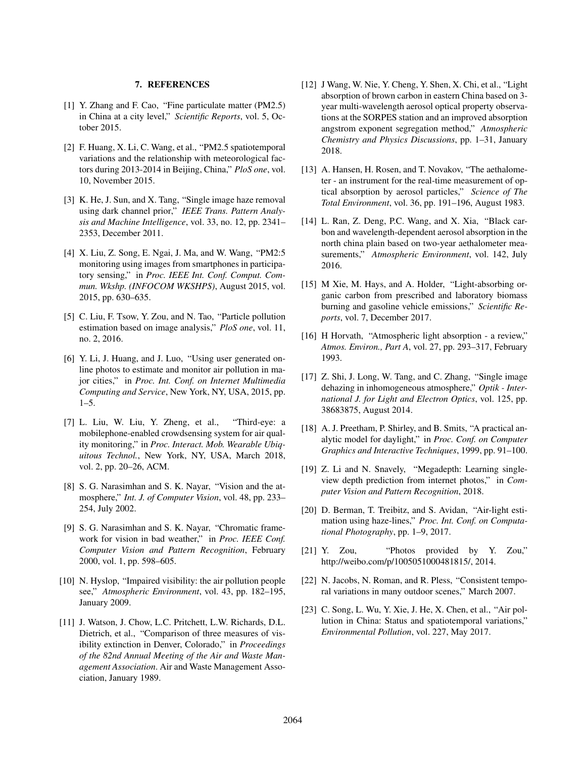## 7. REFERENCES

[1] Y. Zhang and F. Cao, "Fine particulate matter (PM2.5) in China at a city level," *Scientific Reports*, vol. 5, October 2015.

[2] F. Huang, X. Li, C. Wang, et al., "PM2.5 spatiotemporal variations and the relationship with meteorological factors during 2013-2014 in Beijing, China," *PloS one*, vol. 10, November 2015.

[3] K. He, J. Sun, and X. Tang, "Single image haze removal using dark channel prior," *IEEE Trans. Pattern Analysis and Machine Intelligence*, vol. 33, no. 12, pp. 2341–2353, December 2011.

[4] X. Liu, Z. Song, E. Ngai, J. Ma, and W. Wang, "PM2:5 monitoring using images from smartphones in participatory sensing," in *Proc. IEEE Int. Conf. Comput. Commun. Wkshp. (INFOCOM WKSHPS)*, August 2015, vol. 2015, pp. 630–635.

[5] C. Liu, F. Tsow, Y. Zou, and N. Tao, "Particle pollution estimation based on image analysis," *PloS one*, vol. 11, no. 2, 2016.

[6] Y. Li, J. Huang, and J. Luo, "Using user generated online photos to estimate and monitor air pollution in major cities," in *Proc. Int. Conf. on Internet Multimedia Computing and Service*, New York, NY, USA, 2015, pp. 1–5.

[7] L. Liu, W. Liu, Y. Zheng, et al., "Third-eye: a mobilephone-enabled crowdsensing system for air quality monitoring," in *Proc. Interact. Mob. Wearable Ubiquitous Technol.*, New York, NY, USA, March 2018, vol. 2, pp. 20–26, ACM.

[8] S. G. Narasimhan and S. K. Nayar, "Vision and the atmosphere," *Int. J. of Computer Vision*, vol. 48, pp. 233–254, July 2002.

[9] S. G. Narasimhan and S. K. Nayar, "Chromatic framework for vision in bad weather," in *Proc. IEEE Conf. Computer Vision and Pattern Recognition*, February 2000, vol. 1, pp. 598–605.

[10] N. Hyslop, "Impaired visibility: the air pollution people see," *Atmospheric Environment*, vol. 43, pp. 182–195, January 2009.

[11] J. Watson, J. Chow, L.C. Pritchett, L.W. Richards, D.L. Dietrich, et al., "Comparison of three measures of visibility extinction in Denver, Colorado," in *Proceedings of the 82nd Annual Meeting of the Air and Waste Management Association*. Air and Waste Management Association, January 1989.

[12] J Wang, W. Nie, Y. Cheng, Y. Shen, X. Chi, et al., "Light absorption of brown carbon in eastern China based on 3-year multi-wavelength aerosol optical property observations at the SORPES station and an improved absorption angstrom exponent segregation method," *Atmospheric Chemistry and Physics Discussions*, pp. 1–31, January 2018.

[13] A. Hansen, H. Rosen, and T. Novakov, "The aethalometer - an instrument for the real-time measurement of optical absorption by aerosol particles," *Science of The Total Environment*, vol. 36, pp. 191–196, August 1983.

[14] L. Ran, Z. Deng, P.C. Wang, and X. Xia, "Black carbon and wavelength-dependent aerosol absorption in the north china plain based on two-year aethalometer measurements," *Atmospheric Environment*, vol. 142, July 2016.

[15] M Xie, M. Hays, and A. Holder, "Light-absorbing organic carbon from prescribed and laboratory biomass burning and gasoline vehicle emissions," *Scientific Reports*, vol. 7, December 2017.

[16] H Horvath, "Atmospheric light absorption - a review," *Atmos. Environ., Part A*, vol. 27, pp. 293–317, February 1993.

[17] Z. Shi, J. Long, W. Tang, and C. Zhang, "Single image dehazing in inhomogeneous atmosphere," *Optik - International J. for Light and Electron Optics*, vol. 125, pp. 38683875, August 2014.

[18] A. J. Preetham, P. Shirley, and B. Smits, "A practical analytic model for daylight," in *Proc. Conf. on Computer Graphics and Interactive Techniques*, 1999, pp. 91–100.

[19] Z. Li and N. Snavely, "Megadepth: Learning single-view depth prediction from internet photos," in *Computer Vision and Pattern Recognition*, 2018.

[20] D. Berman, T. Treibitz, and S. Avidan, "Air-light estimation using haze-lines," *Proc. Int. Conf. on Computational Photography*, pp. 1–9, 2017.

[21] Y. Zou, "Photos provided by Y. Zou," http://weibo.com/p/1005051000481815/, 2014.

[22] N. Jacobs, N. Roman, and R. Pless, "Consistent temporal variations in many outdoor scenes," March 2007.

[23] C. Song, L. Wu, Y. Xie, J. He, X. Chen, et al., "Air pollution in China: Status and spatiotemporal variations," *Environmental Pollution*, vol. 227, May 2017.